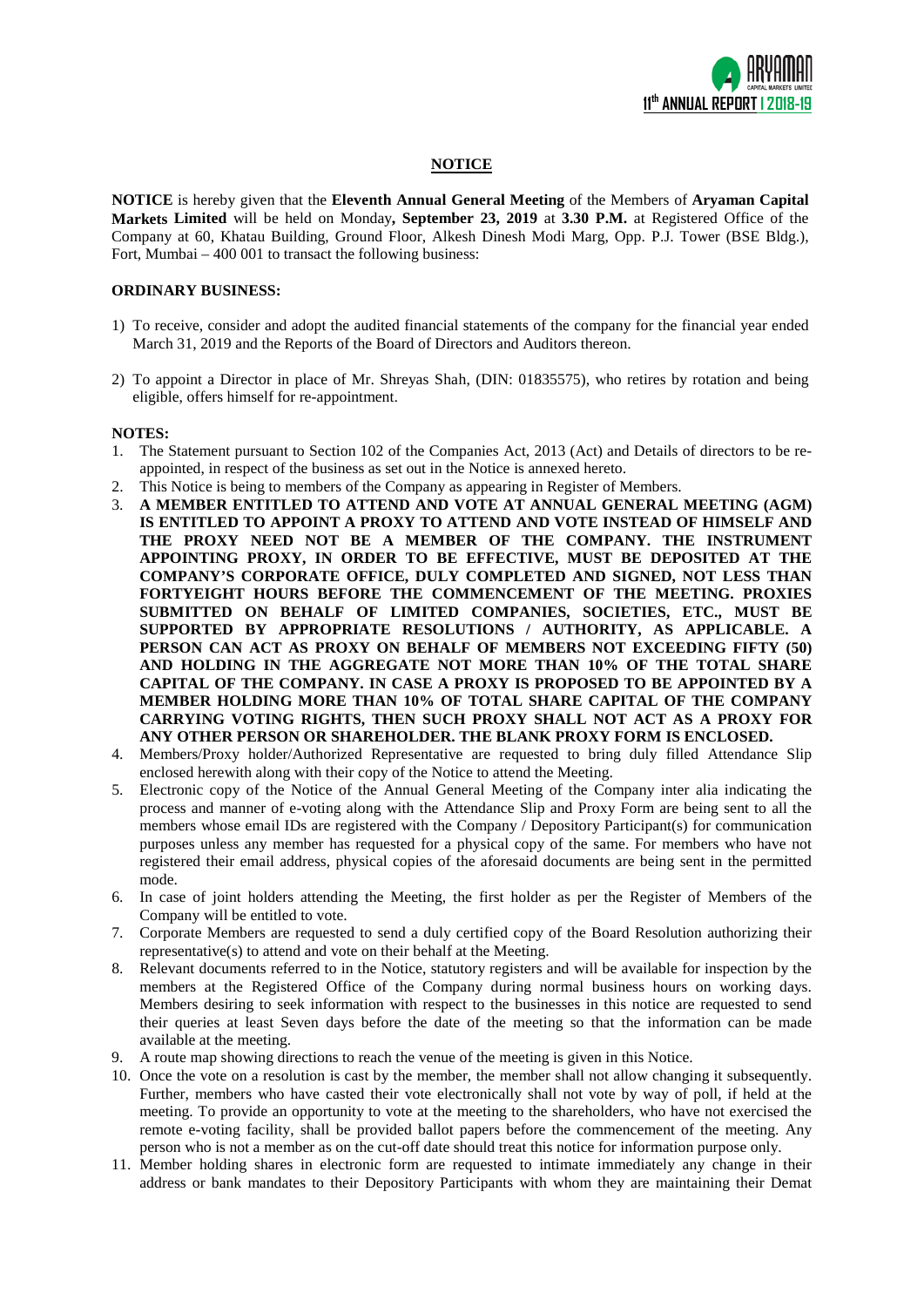## NOTICE

**NOTICE** is hereby given that the **Eleventh Annual General Meeting** of the Members of **Aryaman Capital Markets Limited** will be held on Monday**, September 23, 2019** at **3.30 P.M.** at Registered Office of the Company at 60, Khatau Building, Ground Floor, Alkesh Dinesh Modi Marg, Opp. P.J. Tower (BSE Bldg.), Fort, Mumbai – 400 001 to transact the following business:

**ORDINARY BUSINESS:**

1) To receive, consider and adopt the audited financial statements of the company for the financial year ended March 31, 2019 and the Reports of the Board of Directors and Auditors thereon.

2) To appoint a Director in place of Mr. Shreyas Shah, (DIN: 01835575), who retires by rotation and being eligible, offers himself for re-appointment.

**NOTES:**

1. The Statement pursuant to Section 102 of the Companies Act, 2013 (Act) and Details of directors to be re-appointed, in respect of the business as set out in the Notice is annexed hereto.
2. This Notice is being to members of the Company as appearing in Register of Members.
3. **A MEMBER ENTITLED TO ATTEND AND VOTE AT ANNUAL GENERAL MEETING (AGM) IS ENTITLED TO APPOINT A PROXY TO ATTEND AND VOTE INSTEAD OF HIMSELF AND THE PROXY NEED NOT BE A MEMBER OF THE COMPANY. THE INSTRUMENT APPOINTING PROXY, IN ORDER TO BE EFFECTIVE, MUST BE DEPOSITED AT THE COMPANY'S CORPORATE OFFICE, DULY COMPLETED AND SIGNED, NOT LESS THAN FORTYEIGHT HOURS BEFORE THE COMMENCEMENT OF THE MEETING. PROXIES SUBMITTED ON BEHALF OF LIMITED COMPANIES, SOCIETIES, ETC., MUST BE SUPPORTED BY APPROPRIATE RESOLUTIONS / AUTHORITY, AS APPLICABLE. A PERSON CAN ACT AS PROXY ON BEHALF OF MEMBERS NOT EXCEEDING FIFTY (50) AND HOLDING IN THE AGGREGATE NOT MORE THAN 10% OF THE TOTAL SHARE CAPITAL OF THE COMPANY. IN CASE A PROXY IS PROPOSED TO BE APPOINTED BY A MEMBER HOLDING MORE THAN 10% OF TOTAL SHARE CAPITAL OF THE COMPANY CARRYING VOTING RIGHTS, THEN SUCH PROXY SHALL NOT ACT AS A PROXY FOR ANY OTHER PERSON OR SHAREHOLDER. THE BLANK PROXY FORM IS ENCLOSED.**
4. Members/Proxy holder/Authorized Representative are requested to bring duly filled Attendance Slip enclosed herewith along with their copy of the Notice to attend the Meeting.
5. Electronic copy of the Notice of the Annual General Meeting of the Company inter alia indicating the process and manner of e-voting along with the Attendance Slip and Proxy Form are being sent to all the members whose email IDs are registered with the Company / Depository Participant(s) for communication purposes unless any member has requested for a physical copy of the same. For members who have not registered their email address, physical copies of the aforesaid documents are being sent in the permitted mode.
6. In case of joint holders attending the Meeting, the first holder as per the Register of Members of the Company will be entitled to vote.
7. Corporate Members are requested to send a duly certified copy of the Board Resolution authorizing their representative(s) to attend and vote on their behalf at the Meeting.
8. Relevant documents referred to in the Notice, statutory registers and will be available for inspection by the members at the Registered Office of the Company during normal business hours on working days. Members desiring to seek information with respect to the businesses in this notice are requested to send their queries at least Seven days before the date of the meeting so that the information can be made available at the meeting.
9. A route map showing directions to reach the venue of the meeting is given in this Notice.
10. Once the vote on a resolution is cast by the member, the member shall not allow changing it subsequently. Further, members who have casted their vote electronically shall not vote by way of poll, if held at the meeting. To provide an opportunity to vote at the meeting to the shareholders, who have not exercised the remote e-voting facility, shall be provided ballot papers before the commencement of the meeting. Any person who is not a member as on the cut-off date should treat this notice for information purpose only.
11. Member holding shares in electronic form are requested to intimate immediately any change in their address or bank mandates to their Depository Participants with whom they are maintaining their Demat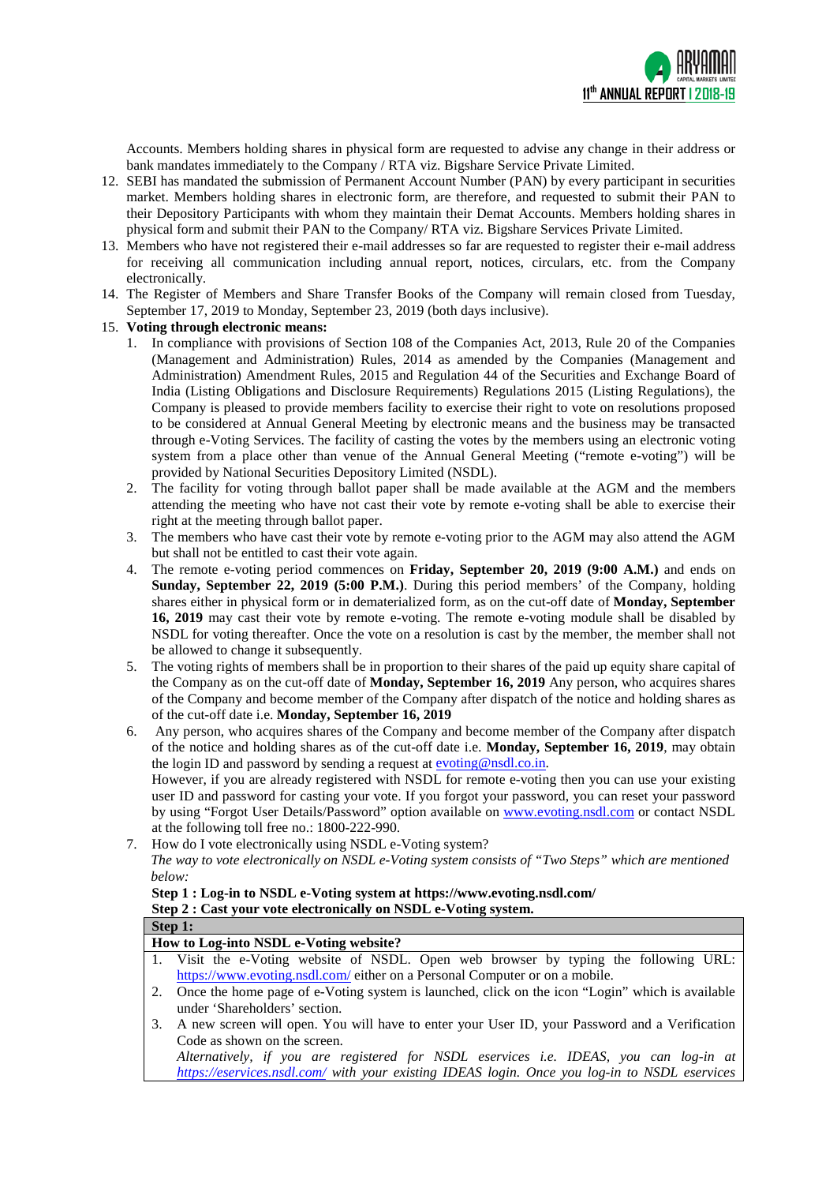Accounts. Members holding shares in physical form are requested to advise any change in their address or bank mandates immediately to the Company / RTA viz. Bigshare Service Private Limited.

12. SEBI has mandated the submission of Permanent Account Number (PAN) by every participant in securities market. Members holding shares in electronic form, are therefore, and requested to submit their PAN to their Depository Participants with whom they maintain their Demat Accounts. Members holding shares in physical form and submit their PAN to the Company/ RTA viz. Bigshare Services Private Limited.
13. Members who have not registered their e-mail addresses so far are requested to register their e-mail address for receiving all communication including annual report, notices, circulars, etc. from the Company electronically.
14. The Register of Members and Share Transfer Books of the Company will remain closed from Tuesday, September 17, 2019 to Monday, September 23, 2019 (both days inclusive).
15. **Voting through electronic means:**
    1. In compliance with provisions of Section 108 of the Companies Act, 2013, Rule 20 of the Companies (Management and Administration) Rules, 2014 as amended by the Companies (Management and Administration) Amendment Rules, 2015 and Regulation 44 of the Securities and Exchange Board of India (Listing Obligations and Disclosure Requirements) Regulations 2015 (Listing Regulations), the Company is pleased to provide members facility to exercise their right to vote on resolutions proposed to be considered at Annual General Meeting by electronic means and the business may be transacted through e-Voting Services. The facility of casting the votes by the members using an electronic voting system from a place other than venue of the Annual General Meeting ("remote e-voting") will be provided by National Securities Depository Limited (NSDL).
    2. The facility for voting through ballot paper shall be made available at the AGM and the members attending the meeting who have not cast their vote by remote e-voting shall be able to exercise their right at the meeting through ballot paper.
    3. The members who have cast their vote by remote e-voting prior to the AGM may also attend the AGM but shall not be entitled to cast their vote again.
    4. The remote e-voting period commences on **Friday, September 20, 2019 (9:00 A.M.)** and ends on **Sunday, September 22, 2019 (5:00 P.M.)**. During this period members' of the Company, holding shares either in physical form or in dematerialized form, as on the cut-off date of **Monday, September 16, 2019** may cast their vote by remote e-voting. The remote e-voting module shall be disabled by NSDL for voting thereafter. Once the vote on a resolution is cast by the member, the member shall not be allowed to change it subsequently.
    5. The voting rights of members shall be in proportion to their shares of the paid up equity share capital of the Company as on the cut-off date of **Monday, September 16, 2019** Any person, who acquires shares of the Company and become member of the Company after dispatch of the notice and holding shares as of the cut-off date i.e. **Monday, September 16, 2019**
    6. Any person, who acquires shares of the Company and become member of the Company after dispatch of the notice and holding shares as of the cut-off date i.e. **Monday, September 16, 2019**, may obtain the login ID and password by sending a request at evoting@nsdl.co.in.
       However, if you are already registered with NSDL for remote e-voting then you can use your existing user ID and password for casting your vote. If you forgot your password, you can reset your password by using "Forgot User Details/Password" option available on www.evoting.nsdl.com or contact NSDL at the following toll free no.: 1800-222-990.
    7. How do I vote electronically using NSDL e-Voting system?
       *The way to vote electronically on NSDL e-Voting system consists of "Two Steps" which are mentioned below:*
       **Step 1 : Log-in to NSDL e-Voting system at https://www.evoting.nsdl.com/**
       **Step 2 : Cast your vote electronically on NSDL e-Voting system.**

| **Step 1:** |
|---|
| **How to Log-into NSDL e-Voting website?** |
| 1. Visit the e-Voting website of NSDL. Open web browser by typing the following URL: https://www.evoting.nsdl.com/ either on a Personal Computer or on a mobile. |
| 2. Once the home page of e-Voting system is launched, click on the icon "Login" which is available under 'Shareholders' section. |
| 3. A new screen will open. You will have to enter your User ID, your Password and a Verification Code as shown on the screen. *Alternatively, if you are registered for NSDL eservices i.e. IDEAS, you can log-in at https://eservices.nsdl.com/ with your existing IDEAS login. Once you log-in to NSDL eservices* |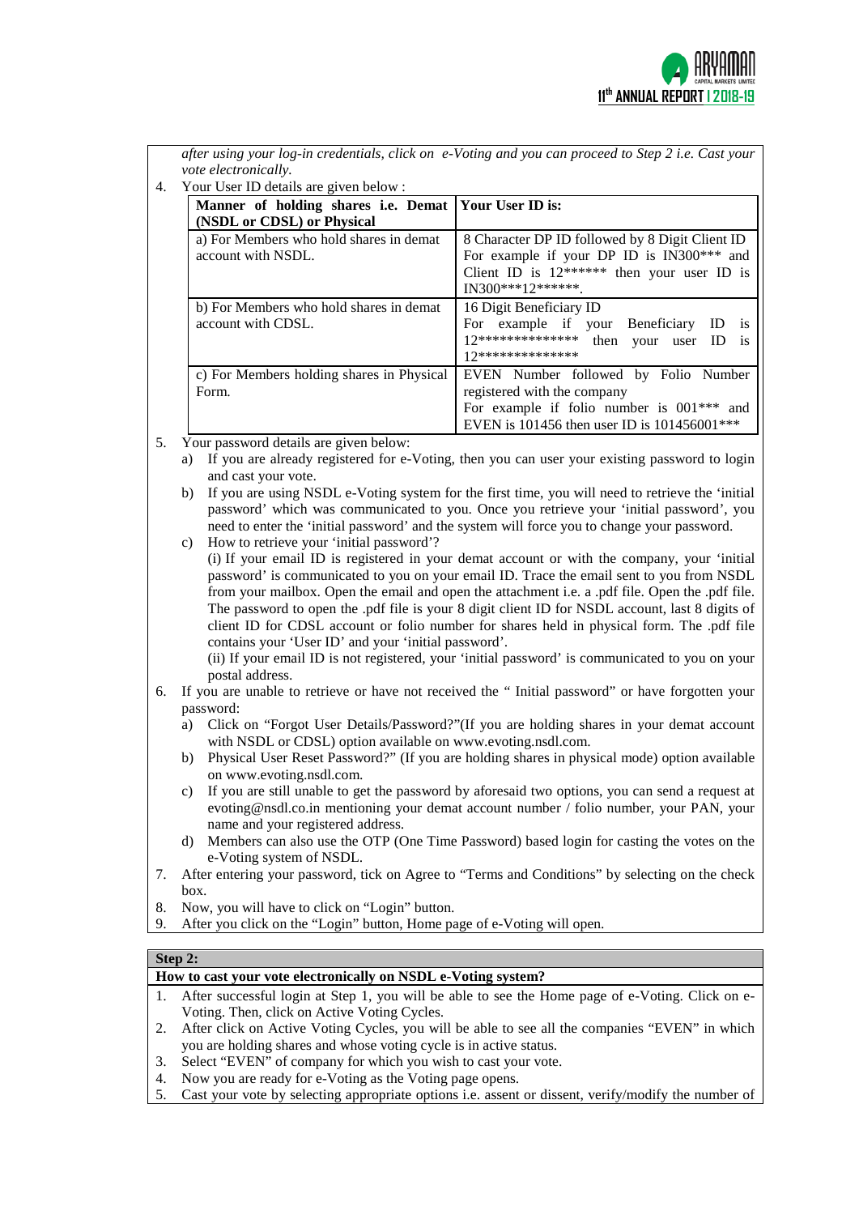*after using your log-in credentials, click on e-Voting and you can proceed to Step 2 i.e. Cast your vote electronically.*

4. Your User ID details are given below :

| Manner of holding shares i.e. Demat (NSDL or CDSL) or Physical | Your User ID is: |
|---|---|
| a) For Members who hold shares in demat account with NSDL. | 8 Character DP ID followed by 8 Digit Client ID For example if your DP ID is IN300*** and Client ID is 12****** then your user ID is IN300***12******. |
| b) For Members who hold shares in demat account with CDSL. | 16 Digit Beneficiary ID For example if your Beneficiary ID is 12************** then your user ID is 12************** |
| c) For Members holding shares in Physical Form. | EVEN Number followed by Folio Number registered with the company For example if folio number is 001*** and EVEN is 101456 then user ID is 101456001*** |

5. Your password details are given below:
   a) If you are already registered for e-Voting, then you can user your existing password to login and cast your vote.
   b) If you are using NSDL e-Voting system for the first time, you will need to retrieve the 'initial password' which was communicated to you. Once you retrieve your 'initial password', you need to enter the 'initial password' and the system will force you to change your password.
   c) How to retrieve your 'initial password'?
      (i) If your email ID is registered in your demat account or with the company, your 'initial password' is communicated to you on your email ID. Trace the email sent to you from NSDL from your mailbox. Open the email and open the attachment i.e. a .pdf file. Open the .pdf file. The password to open the .pdf file is your 8 digit client ID for NSDL account, last 8 digits of client ID for CDSL account or folio number for shares held in physical form. The .pdf file contains your 'User ID' and your 'initial password'.
      (ii) If your email ID is not registered, your 'initial password' is communicated to you on your postal address.
6. If you are unable to retrieve or have not received the " Initial password" or have forgotten your password:
   a) Click on "Forgot User Details/Password?"(If you are holding shares in your demat account with NSDL or CDSL) option available on www.evoting.nsdl.com.
   b) Physical User Reset Password?" (If you are holding shares in physical mode) option available on www.evoting.nsdl.com.
   c) If you are still unable to get the password by aforesaid two options, you can send a request at evoting@nsdl.co.in mentioning your demat account number / folio number, your PAN, your name and your registered address.
   d) Members can also use the OTP (One Time Password) based login for casting the votes on the e-Voting system of NSDL.
7. After entering your password, tick on Agree to "Terms and Conditions" by selecting on the check box.
8. Now, you will have to click on "Login" button.
9. After you click on the "Login" button, Home page of e-Voting will open.

**Step 2:**

**How to cast your vote electronically on NSDL e-Voting system?**

1. After successful login at Step 1, you will be able to see the Home page of e-Voting. Click on e-Voting. Then, click on Active Voting Cycles.
2. After click on Active Voting Cycles, you will be able to see all the companies "EVEN" in which you are holding shares and whose voting cycle is in active status.
3. Select "EVEN" of company for which you wish to cast your vote.
4. Now you are ready for e-Voting as the Voting page opens.
5. Cast your vote by selecting appropriate options i.e. assent or dissent, verify/modify the number of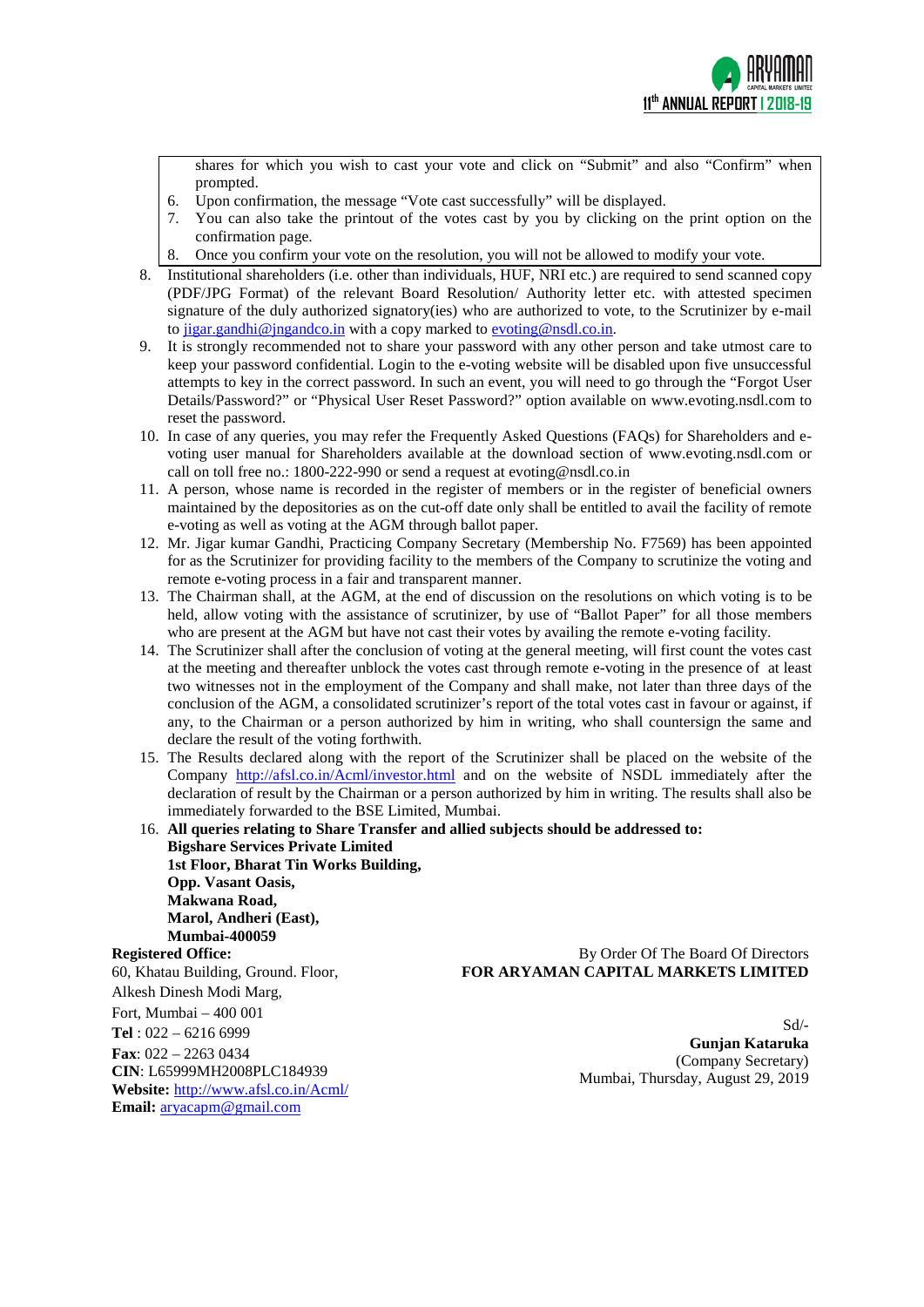shares for which you wish to cast your vote and click on "Submit" and also "Confirm" when prompted.

6. Upon confirmation, the message "Vote cast successfully" will be displayed.
7. You can also take the printout of the votes cast by you by clicking on the print option on the confirmation page.
8. Once you confirm your vote on the resolution, you will not be allowed to modify your vote.

8. Institutional shareholders (i.e. other than individuals, HUF, NRI etc.) are required to send scanned copy (PDF/JPG Format) of the relevant Board Resolution/ Authority letter etc. with attested specimen signature of the duly authorized signatory(ies) who are authorized to vote, to the Scrutinizer by e-mail to jigar.gandhi@jngandco.in with a copy marked to evoting@nsdl.co.in.
9. It is strongly recommended not to share your password with any other person and take utmost care to keep your password confidential. Login to the e-voting website will be disabled upon five unsuccessful attempts to key in the correct password. In such an event, you will need to go through the "Forgot User Details/Password?" or "Physical User Reset Password?" option available on www.evoting.nsdl.com to reset the password.
10. In case of any queries, you may refer the Frequently Asked Questions (FAQs) for Shareholders and e-voting user manual for Shareholders available at the download section of www.evoting.nsdl.com or call on toll free no.: 1800-222-990 or send a request at evoting@nsdl.co.in
11. A person, whose name is recorded in the register of members or in the register of beneficial owners maintained by the depositories as on the cut-off date only shall be entitled to avail the facility of remote e-voting as well as voting at the AGM through ballot paper.
12. Mr. Jigar kumar Gandhi, Practicing Company Secretary (Membership No. F7569) has been appointed for as the Scrutinizer for providing facility to the members of the Company to scrutinize the voting and remote e-voting process in a fair and transparent manner.
13. The Chairman shall, at the AGM, at the end of discussion on the resolutions on which voting is to be held, allow voting with the assistance of scrutinizer, by use of "Ballot Paper" for all those members who are present at the AGM but have not cast their votes by availing the remote e-voting facility.
14. The Scrutinizer shall after the conclusion of voting at the general meeting, will first count the votes cast at the meeting and thereafter unblock the votes cast through remote e-voting in the presence of at least two witnesses not in the employment of the Company and shall make, not later than three days of the conclusion of the AGM, a consolidated scrutinizer's report of the total votes cast in favour or against, if any, to the Chairman or a person authorized by him in writing, who shall countersign the same and declare the result of the voting forthwith.
15. The Results declared along with the report of the Scrutinizer shall be placed on the website of the Company http://afsl.co.in/Acml/investor.html and on the website of NSDL immediately after the declaration of result by the Chairman or a person authorized by him in writing. The results shall also be immediately forwarded to the BSE Limited, Mumbai.
16. **All queries relating to Share Transfer and allied subjects should be addressed to:**
    **Bigshare Services Private Limited**
    **1st Floor, Bharat Tin Works Building,**
    **Opp. Vasant Oasis,**
    **Makwana Road,**
    **Marol, Andheri (East),**
    **Mumbai-400059**

**Registered Office:**
60, Khatau Building, Ground. Floor,
Alkesh Dinesh Modi Marg,
Fort, Mumbai – 400 001
**Tel** : 022 – 6216 6999
**Fax**: 022 – 2263 0434
**CIN**: L65999MH2008PLC184939
**Website:** http://www.afsl.co.in/Acml/
**Email:** aryacapm@gmail.com

By Order Of The Board Of Directors
**FOR ARYAMAN CAPITAL MARKETS LIMITED**

Sd/-
**Gunjan Kataruka**
(Company Secretary)
Mumbai, Thursday, August 29, 2019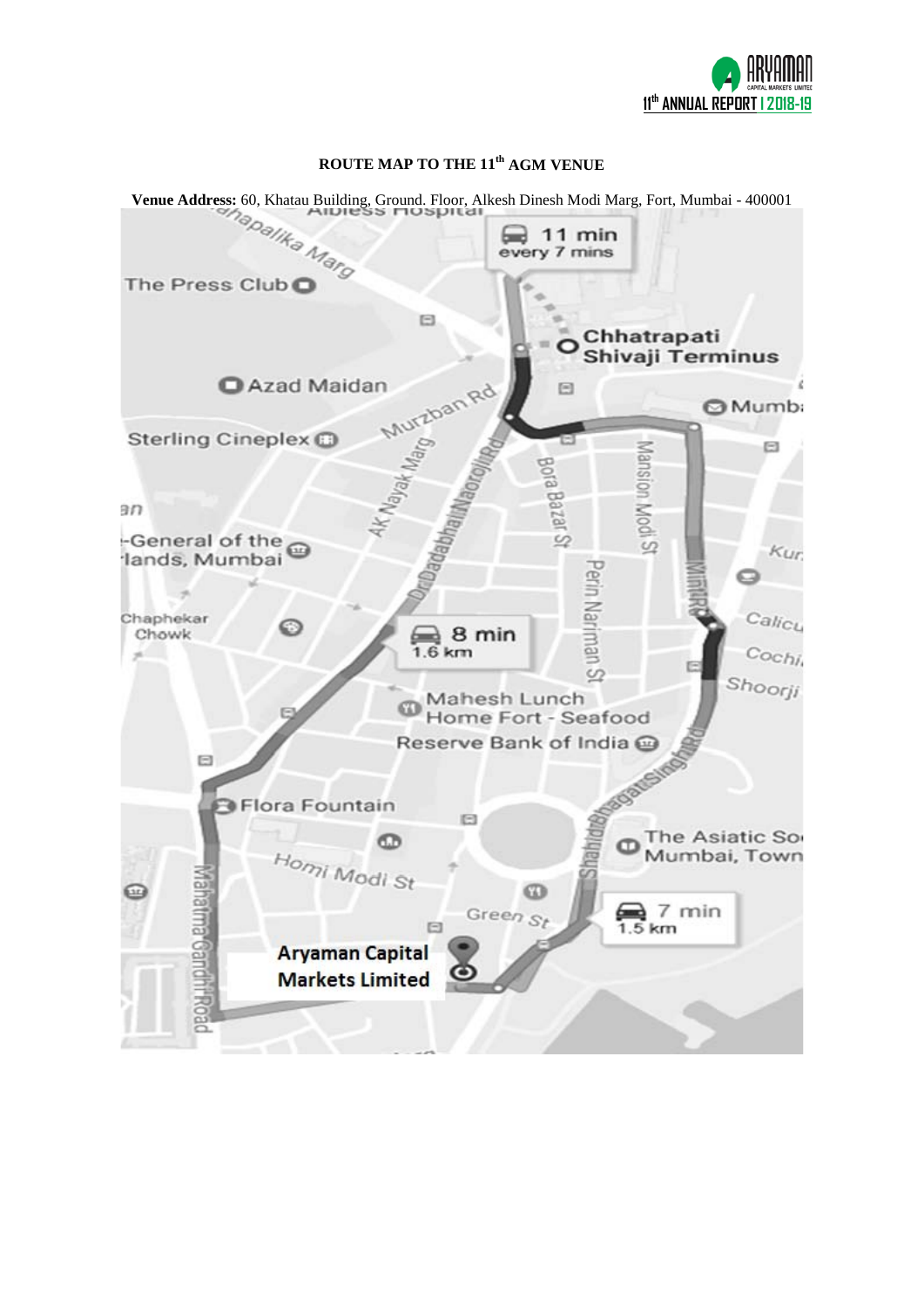# ROUTE MAP TO THE 11th AGM VENUE

**Venue Address:** 60, Khatau Building, Ground. Floor, Alkesh Dinesh Modi Marg, Fort, Mumbai - 400001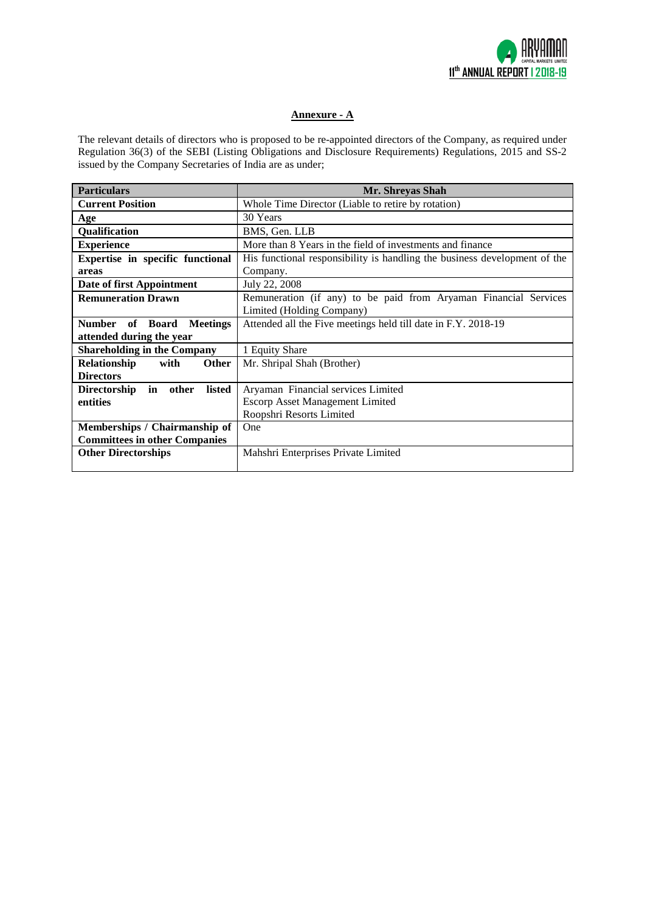## Annexure - A

The relevant details of directors who is proposed to be re-appointed directors of the Company, as required under Regulation 36(3) of the SEBI (Listing Obligations and Disclosure Requirements) Regulations, 2015 and SS-2 issued by the Company Secretaries of India are as under;

| Particulars | Mr. Shreyas Shah |
|---|---|
| **Current Position** | Whole Time Director (Liable to retire by rotation) |
| **Age** | 30 Years |
| **Qualification** | BMS, Gen. LLB |
| **Experience** | More than 8 Years in the field of investments and finance |
| **Expertise in specific functional areas** | His functional responsibility is handling the business development of the Company. |
| **Date of first Appointment** | July 22, 2008 |
| **Remuneration Drawn** | Remuneration (if any) to be paid from Aryaman Financial Services Limited (Holding Company) |
| **Number of Board Meetings attended during the year** | Attended all the Five meetings held till date in F.Y. 2018-19 |
| **Shareholding in the Company** | 1 Equity Share |
| **Relationship with Other Directors** | Mr. Shripal Shah (Brother) |
| **Directorship in other listed entities** | Aryaman Financial services Limited<br>Escorp Asset Management Limited<br>Roopshri Resorts Limited |
| **Memberships / Chairmanship of Committees in other Companies** | One |
| **Other Directorships** | Mahshri Enterprises Private Limited |